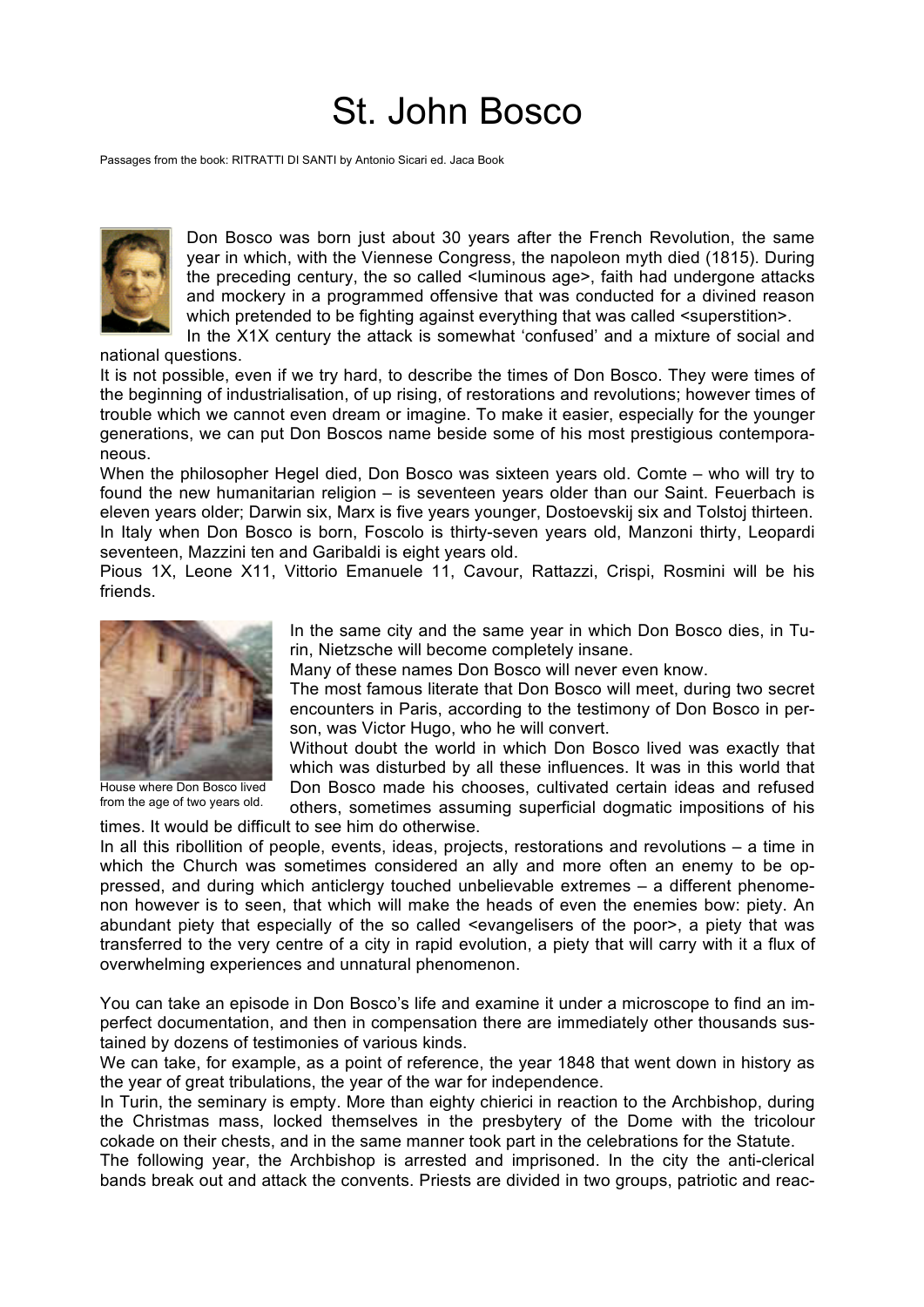# St. John Bosco

Passages from the book: RITRATTI DI SANTI by Antonio Sicari ed. Jaca Book

Don Bosco was born just about 30 years after the French Revolution, the same year in which, with the Viennese Congress, the napoleon myth died (1815). During the preceding century, the so called <luminous age>, faith had undergone attacks and mockery in a programmed offensive that was conducted for a divined reason which pretended to be fighting against everything that was called <superstition>.

In the X1X century the attack is somewhat 'confused' and a mixture of social and national questions.

It is not possible, even if we try hard, to describe the times of Don Bosco. They were times of the beginning of industrialisation, of up rising, of restorations and revolutions; however times of trouble which we cannot even dream or imagine. To make it easier, especially for the younger generations, we can put Don Boscos name beside some of his most prestigious contemporaneous.

When the philosopher Hegel died, Don Bosco was sixteen years old. Comte – who will try to found the new humanitarian religion – is seventeen years older than our Saint. Feuerbach is eleven years older; Darwin six, Marx is five years younger, Dostoevskij six and Tolstoj thirteen. In Italy when Don Bosco is born, Foscolo is thirty-seven years old, Manzoni thirty, Leopardi seventeen, Mazzini ten and Garibaldi is eight years old.

Pious 1X, Leone X11, Vittorio Emanuele 11, Cavour, Rattazzi, Crispi, Rosmini will be his friends.

House where Don Bosco lived from the age of two years old.

In the same city and the same year in which Don Bosco dies, in Turin, Nietzsche will become completely insane.

Many of these names Don Bosco will never even know.

The most famous literate that Don Bosco will meet, during two secret encounters in Paris, according to the testimony of Don Bosco in person, was Victor Hugo, who he will convert.

Without doubt the world in which Don Bosco lived was exactly that which was disturbed by all these influences. It was in this world that Don Bosco made his chooses, cultivated certain ideas and refused others, sometimes assuming superficial dogmatic impositions of his times. It would be difficult to see him do otherwise.

In all this ribollition of people, events, ideas, projects, restorations and revolutions – a time in which the Church was sometimes considered an ally and more often an enemy to be oppressed, and during which anticlergy touched unbelievable extremes – a different phenomenon however is to seen, that which will make the heads of even the enemies bow: piety. An abundant piety that especially of the so called <evangelisers of the poor>, a piety that was transferred to the very centre of a city in rapid evolution, a piety that will carry with it a flux of overwhelming experiences and unnatural phenomenon.

You can take an episode in Don Bosco's life and examine it under a microscope to find an imperfect documentation, and then in compensation there are immediately other thousands sustained by dozens of testimonies of various kinds.

We can take, for example, as a point of reference, the year 1848 that went down in history as the year of great tribulations, the year of the war for independence.

In Turin, the seminary is empty. More than eighty chierici in reaction to the Archbishop, during the Christmas mass, locked themselves in the presbytery of the Dome with the tricolour cokade on their chests, and in the same manner took part in the celebrations for the Statute.

The following year, the Archbishop is arrested and imprisoned. In the city the anti-clerical bands break out and attack the convents. Priests are divided in two groups, patriotic and reac-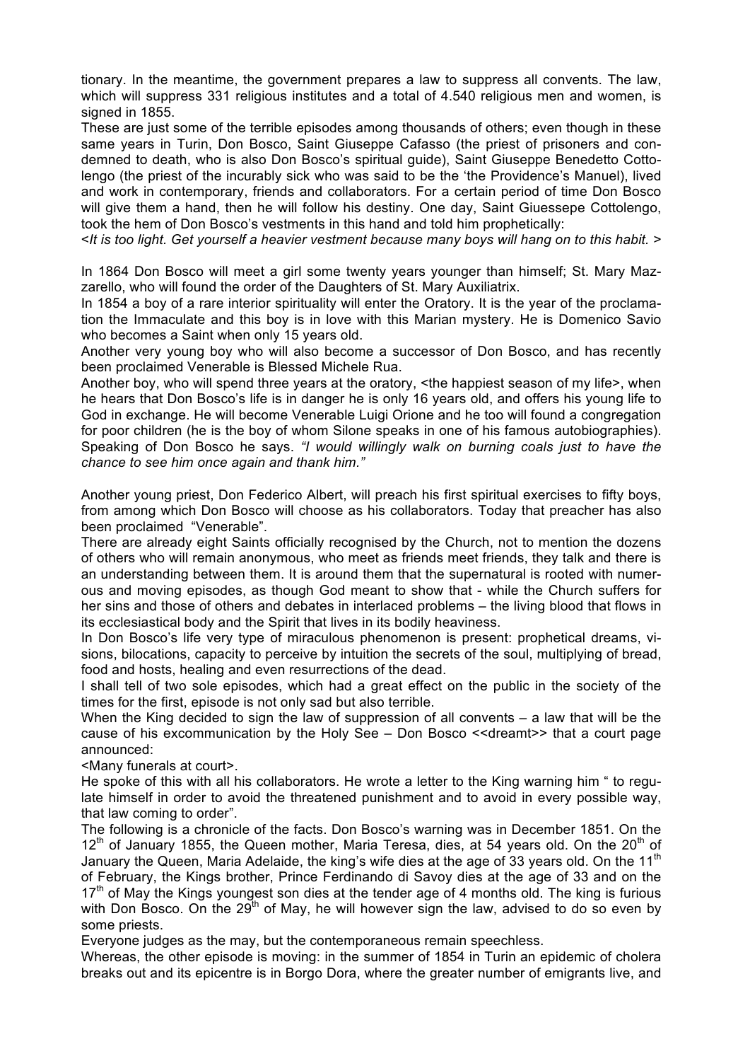tionary. In the meantime, the government prepares a law to suppress all convents. The law, which will suppress 331 religious institutes and a total of 4.540 religious men and women, is signed in 1855.

These are just some of the terrible episodes among thousands of others; even though in these same years in Turin, Don Bosco, Saint Giuseppe Cafasso (the priest of prisoners and condemned to death, who is also Don Bosco's spiritual guide), Saint Giuseppe Benedetto Cottolengo (the priest of the incurably sick who was said to be the 'the Providence's Manuel), lived and work in contemporary, friends and collaborators. For a certain period of time Don Bosco will give them a hand, then he will follow his destiny. One day, Saint Giuessepe Cottolengo, took the hem of Don Bosco's vestments in this hand and told him prophetically:

*<It is too light. Get yourself a heavier vestment because many boys will hang on to this habit. >*

In 1864 Don Bosco will meet a girl some twenty years younger than himself; St. Mary Mazzarello, who will found the order of the Daughters of St. Mary Auxiliatrix.

In 1854 a boy of a rare interior spirituality will enter the Oratory. It is the year of the proclamation the Immaculate and this boy is in love with this Marian mystery. He is Domenico Savio who becomes a Saint when only 15 years old.

Another very young boy who will also become a successor of Don Bosco, and has recently been proclaimed Venerable is Blessed Michele Rua.

Another boy, who will spend three years at the oratory, <the happiest season of my life>, when he hears that Don Bosco's life is in danger he is only 16 years old, and offers his young life to God in exchange. He will become Venerable Luigi Orione and he too will found a congregation for poor children (he is the boy of whom Silone speaks in one of his famous autobiographies). Speaking of Don Bosco he says. *"I would willingly walk on burning coals just to have the chance to see him once again and thank him."*

Another young priest, Don Federico Albert, will preach his first spiritual exercises to fifty boys, from among which Don Bosco will choose as his collaborators. Today that preacher has also been proclaimed "Venerable".

There are already eight Saints officially recognised by the Church, not to mention the dozens of others who will remain anonymous, who meet as friends meet friends, they talk and there is an understanding between them. It is around them that the supernatural is rooted with numerous and moving episodes, as though God meant to show that - while the Church suffers for her sins and those of others and debates in interlaced problems – the living blood that flows in its ecclesiastical body and the Spirit that lives in its bodily heaviness.

In Don Bosco's life very type of miraculous phenomenon is present: prophetical dreams, visions, bilocations, capacity to perceive by intuition the secrets of the soul, multiplying of bread, food and hosts, healing and even resurrections of the dead.

I shall tell of two sole episodes, which had a great effect on the public in the society of the times for the first, episode is not only sad but also terrible.

When the King decided to sign the law of suppression of all convents – a law that will be the cause of his excommunication by the Holy See – Don Bosco <<dreamt>> that a court page announced:

<Many funerals at court>.

He spoke of this with all his collaborators. He wrote a letter to the King warning him " to regulate himself in order to avoid the threatened punishment and to avoid in every possible way, that law coming to order".

The following is a chronicle of the facts. Don Bosco's warning was in December 1851. On the 12th of January 1855, the Queen mother, Maria Teresa, dies, at 54 years old. On the 20th of January the Queen, Maria Adelaide, the king's wife dies at the age of 33 years old. On the 11th of February, the Kings brother, Prince Ferdinando di Savoy dies at the age of 33 and on the 17th of May the Kings youngest son dies at the tender age of 4 months old. The king is furious with Don Bosco. On the 29th of May, he will however sign the law, advised to do so even by some priests.

Everyone judges as the may, but the contemporaneous remain speechless.

Whereas, the other episode is moving: in the summer of 1854 in Turin an epidemic of cholera breaks out and its epicentre is in Borgo Dora, where the greater number of emigrants live, and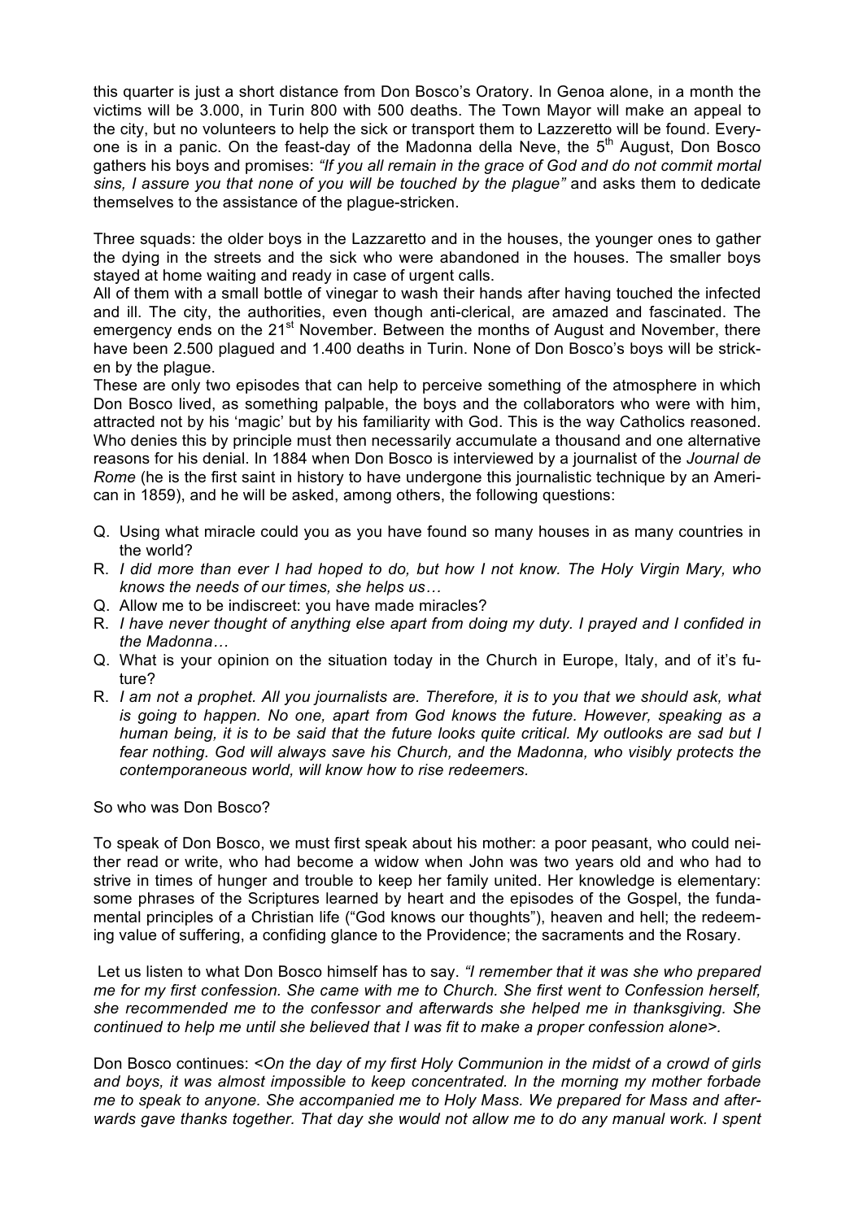this quarter is just a short distance from Don Bosco's Oratory. In Genoa alone, in a month the victims will be 3.000, in Turin 800 with 500 deaths. The Town Mayor will make an appeal to the city, but no volunteers to help the sick or transport them to Lazzeretto will be found. Everyone is in a panic. On the feast-day of the Madonna della Neve, the 5th August, Don Bosco gathers his boys and promises: *"If you all remain in the grace of God and do not commit mortal sins, I assure you that none of you will be touched by the plague"* and asks them to dedicate themselves to the assistance of the plague-stricken.

Three squads: the older boys in the Lazzaretto and in the houses, the younger ones to gather the dying in the streets and the sick who were abandoned in the houses. The smaller boys stayed at home waiting and ready in case of urgent calls.
All of them with a small bottle of vinegar to wash their hands after having touched the infected and ill. The city, the authorities, even though anti-clerical, are amazed and fascinated. The emergency ends on the 21st November. Between the months of August and November, there have been 2.500 plagued and 1.400 deaths in Turin. None of Don Bosco's boys will be stricken by the plague.
These are only two episodes that can help to perceive something of the atmosphere in which Don Bosco lived, as something palpable, the boys and the collaborators who were with him, attracted not by his 'magic' but by his familiarity with God. This is the way Catholics reasoned. Who denies this by principle must then necessarily accumulate a thousand and one alternative reasons for his denial. In 1884 when Don Bosco is interviewed by a journalist of the *Journal de Rome* (he is the first saint in history to have undergone this journalistic technique by an American in 1859), and he will be asked, among others, the following questions:

- Q. Using what miracle could you as you have found so many houses in as many countries in the world?
- R. *I did more than ever I had hoped to do, but how I not know. The Holy Virgin Mary, who knows the needs of our times, she helps us…*
- Q. Allow me to be indiscreet: you have made miracles?
- R. *I have never thought of anything else apart from doing my duty. I prayed and I confided in the Madonna…*
- Q. What is your opinion on the situation today in the Church in Europe, Italy, and of it's future?
- R. *I am not a prophet. All you journalists are. Therefore, it is to you that we should ask, what is going to happen. No one, apart from God knows the future. However, speaking as a human being, it is to be said that the future looks quite critical. My outlooks are sad but I fear nothing. God will always save his Church, and the Madonna, who visibly protects the contemporaneous world, will know how to rise redeemers.*

So who was Don Bosco?

To speak of Don Bosco, we must first speak about his mother: a poor peasant, who could neither read or write, who had become a widow when John was two years old and who had to strive in times of hunger and trouble to keep her family united. Her knowledge is elementary: some phrases of the Scriptures learned by heart and the episodes of the Gospel, the fundamental principles of a Christian life ("God knows our thoughts"), heaven and hell; the redeeming value of suffering, a confiding glance to the Providence; the sacraments and the Rosary.

Let us listen to what Don Bosco himself has to say. *"I remember that it was she who prepared me for my first confession. She came with me to Church. She first went to Confession herself, she recommended me to the confessor and afterwards she helped me in thanksgiving. She continued to help me until she believed that I was fit to make a proper confession alone>.*

Don Bosco continues: *<On the day of my first Holy Communion in the midst of a crowd of girls and boys, it was almost impossible to keep concentrated. In the morning my mother forbade me to speak to anyone. She accompanied me to Holy Mass. We prepared for Mass and afterwards gave thanks together. That day she would not allow me to do any manual work. I spent*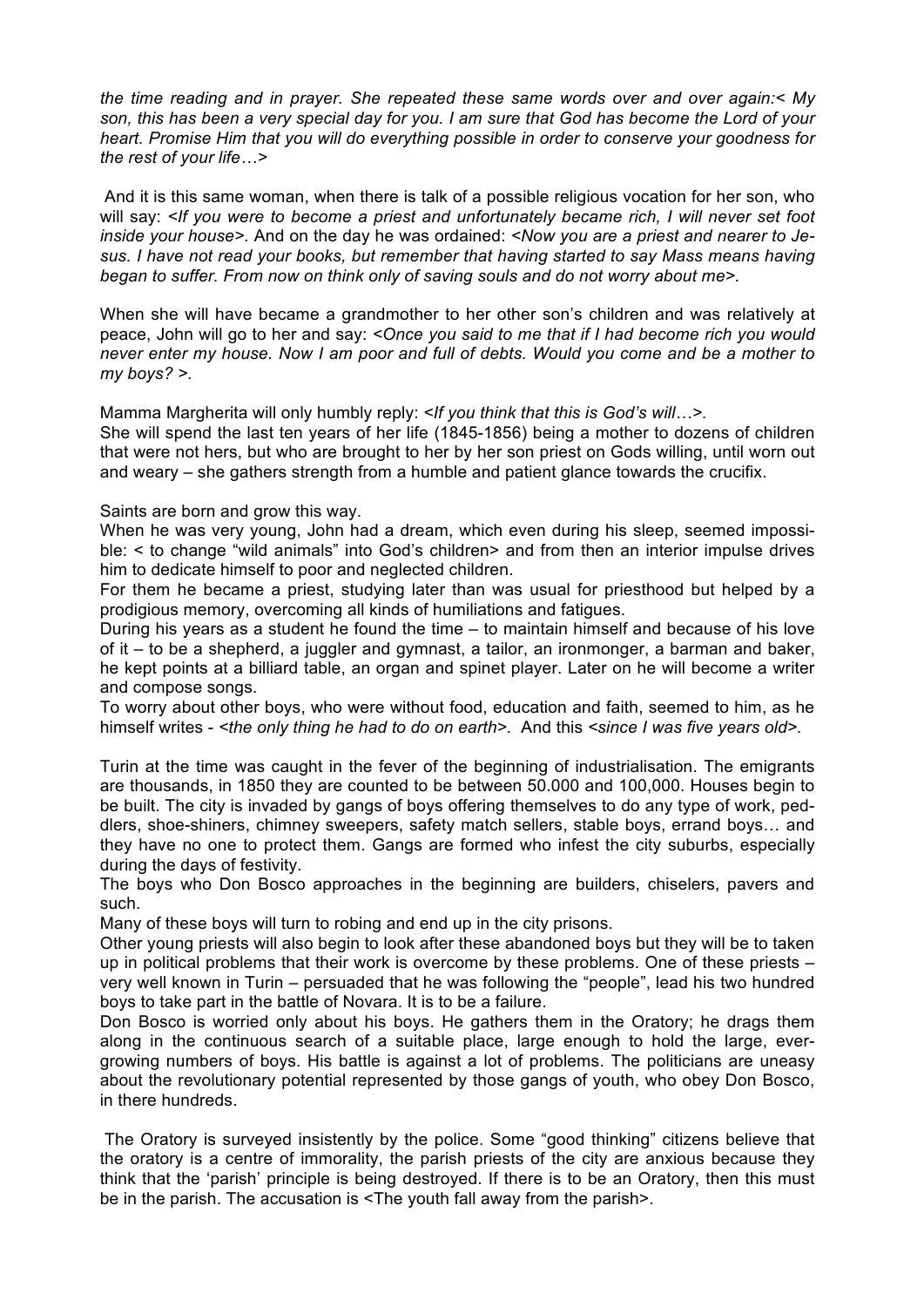*the time reading and in prayer. She repeated these same words over and over again:< My son, this has been a very special day for you. I am sure that God has become the Lord of your heart. Promise Him that you will do everything possible in order to conserve your goodness for the rest of your life…>*

And it is this same woman, when there is talk of a possible religious vocation for her son, who will say: <*If you were to become a priest and unfortunately became rich, I will never set foot inside your house*>. And on the day he was ordained: <*Now you are a priest and nearer to Jesus. I have not read your books, but remember that having started to say Mass means having began to suffer. From now on think only of saving souls and do not worry about me*>.

When she will have became a grandmother to her other son's children and was relatively at peace, John will go to her and say: <*Once you said to me that if I had become rich you would never enter my house. Now I am poor and full of debts. Would you come and be a mother to my boys?* >.

Mamma Margherita will only humbly reply: <*If you think that this is God's will…*>.
She will spend the last ten years of her life (1845-1856) being a mother to dozens of children that were not hers, but who are brought to her by her son priest on Gods willing, until worn out and weary – she gathers strength from a humble and patient glance towards the crucifix.

Saints are born and grow this way.
When he was very young, John had a dream, which even during his sleep, seemed impossible: < to change "wild animals" into God's children> and from then an interior impulse drives him to dedicate himself to poor and neglected children.
For them he became a priest, studying later than was usual for priesthood but helped by a prodigious memory, overcoming all kinds of humiliations and fatigues.
During his years as a student he found the time – to maintain himself and because of his love of it – to be a shepherd, a juggler and gymnast, a tailor, an ironmonger, a barman and baker, he kept points at a billiard table, an organ and spinet player. Later on he will become a writer and compose songs.
To worry about other boys, who were without food, education and faith, seemed to him, as he himself writes - <*the only thing he had to do on earth*>. And this <*since I was five years old*>.

Turin at the time was caught in the fever of the beginning of industrialisation. The emigrants are thousands, in 1850 they are counted to be between 50.000 and 100,000. Houses begin to be built. The city is invaded by gangs of boys offering themselves to do any type of work, peddlers, shoe-shiners, chimney sweepers, safety match sellers, stable boys, errand boys… and they have no one to protect them. Gangs are formed who infest the city suburbs, especially during the days of festivity.
The boys who Don Bosco approaches in the beginning are builders, chiselers, pavers and such.
Many of these boys will turn to robing and end up in the city prisons.
Other young priests will also begin to look after these abandoned boys but they will be to taken up in political problems that their work is overcome by these problems. One of these priests – very well known in Turin – persuaded that he was following the "people", lead his two hundred boys to take part in the battle of Novara. It is to be a failure.
Don Bosco is worried only about his boys. He gathers them in the Oratory; he drags them along in the continuous search of a suitable place, large enough to hold the large, ever-growing numbers of boys. His battle is against a lot of problems. The politicians are uneasy about the revolutionary potential represented by those gangs of youth, who obey Don Bosco, in there hundreds.

The Oratory is surveyed insistently by the police. Some "good thinking" citizens believe that the oratory is a centre of immorality, the parish priests of the city are anxious because they think that the 'parish' principle is being destroyed. If there is to be an Oratory, then this must be in the parish. The accusation is <The youth fall away from the parish>.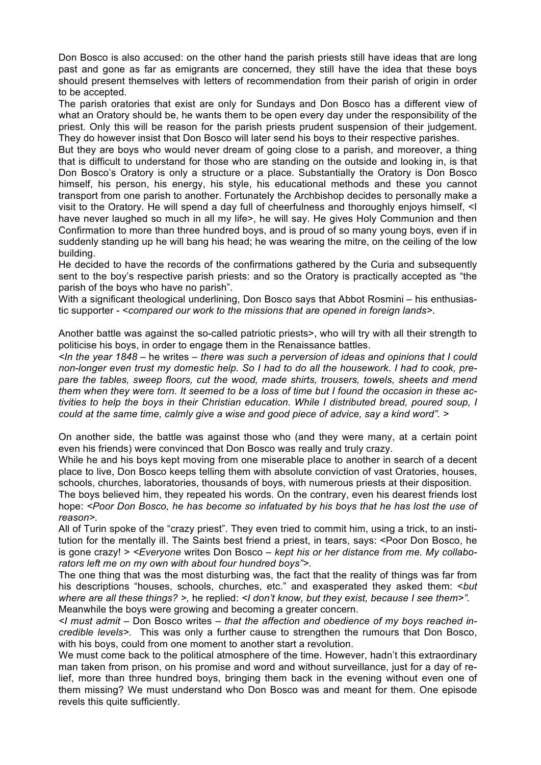Don Bosco is also accused: on the other hand the parish priests still have ideas that are long past and gone as far as emigrants are concerned, they still have the idea that these boys should present themselves with letters of recommendation from their parish of origin in order to be accepted.

The parish oratories that exist are only for Sundays and Don Bosco has a different view of what an Oratory should be, he wants them to be open every day under the responsibility of the priest. Only this will be reason for the parish priests prudent suspension of their judgement. They do however insist that Don Bosco will later send his boys to their respective parishes.

But they are boys who would never dream of going close to a parish, and moreover, a thing that is difficult to understand for those who are standing on the outside and looking in, is that Don Bosco's Oratory is only a structure or a place. Substantially the Oratory is Don Bosco himself, his person, his energy, his style, his educational methods and these you cannot transport from one parish to another. Fortunately the Archbishop decides to personally make a visit to the Oratory. He will spend a day full of cheerfulness and thoroughly enjoys himself, <I have never laughed so much in all my life>, he will say. He gives Holy Communion and then Confirmation to more than three hundred boys, and is proud of so many young boys, even if in suddenly standing up he will bang his head; he was wearing the mitre, on the ceiling of the low building.

He decided to have the records of the confirmations gathered by the Curia and subsequently sent to the boy's respective parish priests: and so the Oratory is practically accepted as "the parish of the boys who have no parish".

With a significant theological underlining, Don Bosco says that Abbot Rosmini – his enthusiastic supporter - <*compared our work to the missions that are opened in foreign lands*>.

Another battle was against the so-called patriotic priests>, who will try with all their strength to politicise his boys, in order to engage them in the Renaissance battles.

<*In the year 1848* – he writes – *there was such a perversion of ideas and opinions that I could non-longer even trust my domestic help. So I had to do all the housework. I had to cook, prepare the tables, sweep floors, cut the wood, made shirts, trousers, towels, sheets and mend them when they were torn. It seemed to be a loss of time but I found the occasion in these activities to help the boys in their Christian education. While I distributed bread, poured soup, I could at the same time, calmly give a wise and good piece of advice, say a kind word". >*

On another side, the battle was against those who (and they were many, at a certain point even his friends) were convinced that Don Bosco was really and truly crazy.

While he and his boys kept moving from one miserable place to another in search of a decent place to live, Don Bosco keeps telling them with absolute conviction of vast Oratories, houses, schools, churches, laboratories, thousands of boys, with numerous priests at their disposition.

The boys believed him, they repeated his words. On the contrary, even his dearest friends lost hope: <*Poor Don Bosco, he has become so infatuated by his boys that he has lost the use of reason*>.

All of Turin spoke of the "crazy priest". They even tried to commit him, using a trick, to an institution for the mentally ill. The Saints best friend a priest, in tears, says: <Poor Don Bosco, he is gone crazy! > <*Everyone* writes Don Bosco – *kept his or her distance from me. My collaborators left me on my own with about four hundred boys"*>.

The one thing that was the most disturbing was, the fact that the reality of things was far from his descriptions "houses, schools, churches, etc." and exasperated they asked them: <*but where are all these things?* >, he replied: <*I don't know, but they exist, because I see them*>*".*

Meanwhile the boys were growing and becoming a greater concern.

<*I must admit* – Don Bosco writes – *that the affection and obedience of my boys reached incredible levels*>. This was only a further cause to strengthen the rumours that Don Bosco, with his boys, could from one moment to another start a revolution.

We must come back to the political atmosphere of the time. However, hadn't this extraordinary man taken from prison, on his promise and word and without surveillance, just for a day of relief, more than three hundred boys, bringing them back in the evening without even one of them missing? We must understand who Don Bosco was and meant for them. One episode revels this quite sufficiently.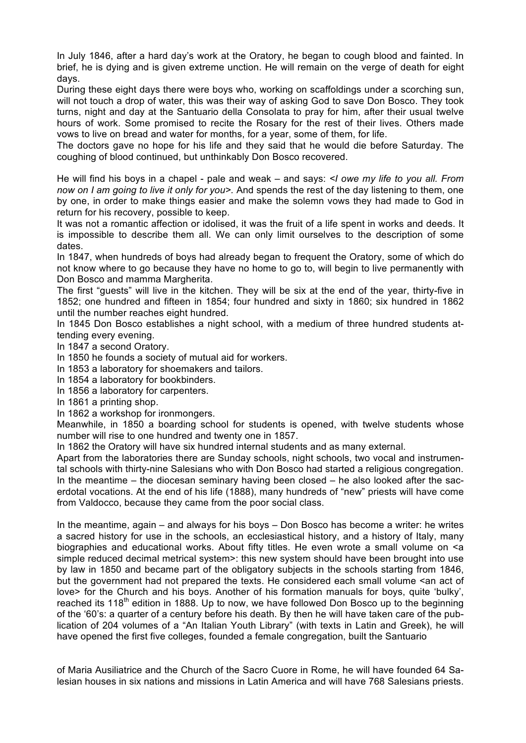In July 1846, after a hard day's work at the Oratory, he began to cough blood and fainted. In brief, he is dying and is given extreme unction. He will remain on the verge of death for eight days.

During these eight days there were boys who, working on scaffoldings under a scorching sun, will not touch a drop of water, this was their way of asking God to save Don Bosco. They took turns, night and day at the Santuario della Consolata to pray for him, after their usual twelve hours of work. Some promised to recite the Rosary for the rest of their lives. Others made vows to live on bread and water for months, for a year, some of them, for life.

The doctors gave no hope for his life and they said that he would die before Saturday. The coughing of blood continued, but unthinkably Don Bosco recovered.

He will find his boys in a chapel - pale and weak – and says: *<I owe my life to you all. From now on I am going to live it only for you>*. And spends the rest of the day listening to them, one by one, in order to make things easier and make the solemn vows they had made to God in return for his recovery, possible to keep.

It was not a romantic affection or idolised, it was the fruit of a life spent in works and deeds. It is impossible to describe them all. We can only limit ourselves to the description of some dates.

In 1847, when hundreds of boys had already began to frequent the Oratory, some of which do not know where to go because they have no home to go to, will begin to live permanently with Don Bosco and mamma Margherita.

The first "guests" will live in the kitchen. They will be six at the end of the year, thirty-five in 1852; one hundred and fifteen in 1854; four hundred and sixty in 1860; six hundred in 1862 until the number reaches eight hundred.

In 1845 Don Bosco establishes a night school, with a medium of three hundred students attending every evening.

In 1847 a second Oratory.

In 1850 he founds a society of mutual aid for workers.

In 1853 a laboratory for shoemakers and tailors.

In 1854 a laboratory for bookbinders.

In 1856 a laboratory for carpenters.

In 1861 a printing shop.

In 1862 a workshop for ironmongers.

Meanwhile, in 1850 a boarding school for students is opened, with twelve students whose number will rise to one hundred and twenty one in 1857.

In 1862 the Oratory will have six hundred internal students and as many external.

Apart from the laboratories there are Sunday schools, night schools, two vocal and instrumental schools with thirty-nine Salesians who with Don Bosco had started a religious congregation. In the meantime – the diocesan seminary having been closed – he also looked after the sacerdotal vocations. At the end of his life (1888), many hundreds of "new" priests will have come from Valdocco, because they came from the poor social class.

In the meantime, again – and always for his boys – Don Bosco has become a writer: he writes a sacred history for use in the schools, an ecclesiastical history, and a history of Italy, many biographies and educational works. About fifty titles. He even wrote a small volume on <a simple reduced decimal metrical system>: this new system should have been brought into use by law in 1850 and became part of the obligatory subjects in the schools starting from 1846, but the government had not prepared the texts. He considered each small volume <an act of love> for the Church and his boys. Another of his formation manuals for boys, quite 'bulky', reached its 118th edition in 1888. Up to now, we have followed Don Bosco up to the beginning of the '60's: a quarter of a century before his death. By then he will have taken care of the publication of 204 volumes of a "An Italian Youth Library" (with texts in Latin and Greek), he will have opened the first five colleges, founded a female congregation, built the Santuario of Maria Ausiliatrice and the Church of the Sacro Cuore in Rome, he will have founded 64 Salesian houses in six nations and missions in Latin America and will have 768 Salesians priests.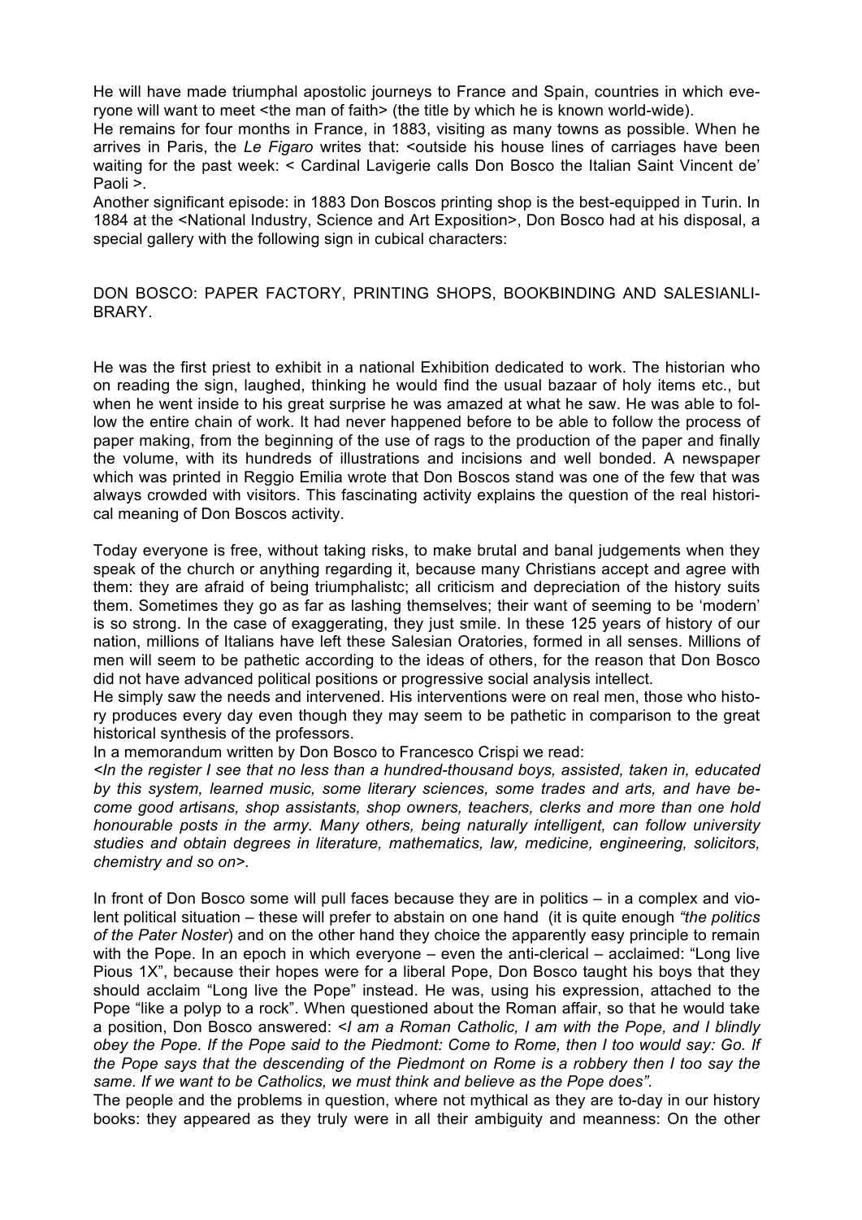He will have made triumphal apostolic journeys to France and Spain, countries in which everyone will want to meet <the man of faith> (the title by which he is known world-wide).
He remains for four months in France, in 1883, visiting as many towns as possible. When he arrives in Paris, the *Le Figaro* writes that: <outside his house lines of carriages have been waiting for the past week: < Cardinal Lavigerie calls Don Bosco the Italian Saint Vincent de' Paoli >.
Another significant episode: in 1883 Don Boscos printing shop is the best-equipped in Turin. In 1884 at the <National Industry, Science and Art Exposition>, Don Bosco had at his disposal, a special gallery with the following sign in cubical characters:

DON BOSCO: PAPER FACTORY, PRINTING SHOPS, BOOKBINDING AND SALESIANLIBRARY.

He was the first priest to exhibit in a national Exhibition dedicated to work. The historian who on reading the sign, laughed, thinking he would find the usual bazaar of holy items etc., but when he went inside to his great surprise he was amazed at what he saw. He was able to follow the entire chain of work. It had never happened before to be able to follow the process of paper making, from the beginning of the use of rags to the production of the paper and finally the volume, with its hundreds of illustrations and incisions and well bonded. A newspaper which was printed in Reggio Emilia wrote that Don Boscos stand was one of the few that was always crowded with visitors. This fascinating activity explains the question of the real historical meaning of Don Boscos activity.

Today everyone is free, without taking risks, to make brutal and banal judgements when they speak of the church or anything regarding it, because many Christians accept and agree with them: they are afraid of being triumphalistc; all criticism and depreciation of the history suits them. Sometimes they go as far as lashing themselves; their want of seeming to be 'modern' is so strong. In the case of exaggerating, they just smile. In these 125 years of history of our nation, millions of Italians have left these Salesian Oratories, formed in all senses. Millions of men will seem to be pathetic according to the ideas of others, for the reason that Don Bosco did not have advanced political positions or progressive social analysis intellect.
He simply saw the needs and intervened. His interventions were on real men, those who history produces every day even though they may seem to be pathetic in comparison to the great historical synthesis of the professors.
In a memorandum written by Don Bosco to Francesco Crispi we read:
*<In the register I see that no less than a hundred-thousand boys, assisted, taken in, educated by this system, learned music, some literary sciences, some trades and arts, and have become good artisans, shop assistants, shop owners, teachers, clerks and more than one hold honourable posts in the army. Many others, being naturally intelligent, can follow university studies and obtain degrees in literature, mathematics, law, medicine, engineering, solicitors, chemistry and so on>.*

In front of Don Bosco some will pull faces because they are in politics – in a complex and violent political situation – these will prefer to abstain on one hand (it is quite enough *"the politics of the Pater Noster*) and on the other hand they choice the apparently easy principle to remain with the Pope. In an epoch in which everyone – even the anti-clerical – acclaimed: "Long live Pious 1X", because their hopes were for a liberal Pope, Don Bosco taught his boys that they should acclaim "Long live the Pope" instead. He was, using his expression, attached to the Pope "like a polyp to a rock". When questioned about the Roman affair, so that he would take a position, Don Bosco answered: *<I am a Roman Catholic, I am with the Pope, and I blindly obey the Pope. If the Pope said to the Piedmont: Come to Rome, then I too would say: Go. If the Pope says that the descending of the Piedmont on Rome is a robbery then I too say the same. If we want to be Catholics, we must think and believe as the Pope does".*
The people and the problems in question, where not mythical as they are to-day in our history books: they appeared as they truly were in all their ambiguity and meanness: On the other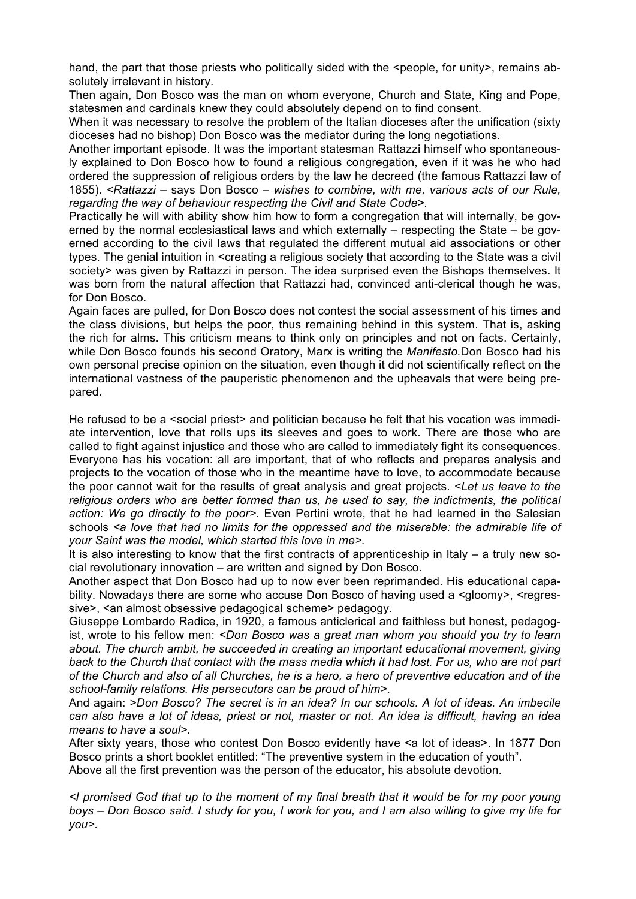hand, the part that those priests who politically sided with the <people, for unity>, remains absolutely irrelevant in history.

Then again, Don Bosco was the man on whom everyone, Church and State, King and Pope, statesmen and cardinals knew they could absolutely depend on to find consent.

When it was necessary to resolve the problem of the Italian dioceses after the unification (sixty dioceses had no bishop) Don Bosco was the mediator during the long negotiations.

Another important episode. It was the important statesman Rattazzi himself who spontaneously explained to Don Bosco how to found a religious congregation, even if it was he who had ordered the suppression of religious orders by the law he decreed (the famous Rattazzi law of 1855). <*Rattazzi* – says Don Bosco – *wishes to combine, with me, various acts of our Rule, regarding the way of behaviour respecting the Civil and State Code*>.

Practically he will with ability show him how to form a congregation that will internally, be governed by the normal ecclesiastical laws and which externally – respecting the State – be governed according to the civil laws that regulated the different mutual aid associations or other types. The genial intuition in <creating a religious society that according to the State was a civil society> was given by Rattazzi in person. The idea surprised even the Bishops themselves. It was born from the natural affection that Rattazzi had, convinced anti-clerical though he was, for Don Bosco.

Again faces are pulled, for Don Bosco does not contest the social assessment of his times and the class divisions, but helps the poor, thus remaining behind in this system. That is, asking the rich for alms. This criticism means to think only on principles and not on facts. Certainly, while Don Bosco founds his second Oratory, Marx is writing the *Manifesto.*Don Bosco had his own personal precise opinion on the situation, even though it did not scientifically reflect on the international vastness of the pauperistic phenomenon and the upheavals that were being prepared.

He refused to be a <social priest> and politician because he felt that his vocation was immediate intervention, love that rolls ups its sleeves and goes to work. There are those who are called to fight against injustice and those who are called to immediately fight its consequences. Everyone has his vocation: all are important, that of who reflects and prepares analysis and projects to the vocation of those who in the meantime have to love, to accommodate because the poor cannot wait for the results of great analysis and great projects. <*Let us leave to the religious orders who are better formed than us, he used to say, the indictments, the political action: We go directly to the poor*>. Even Pertini wrote, that he had learned in the Salesian schools <*a love that had no limits for the oppressed and the miserable: the admirable life of your Saint was the model, which started this love in me*>.

It is also interesting to know that the first contracts of apprenticeship in Italy – a truly new social revolutionary innovation – are written and signed by Don Bosco.

Another aspect that Don Bosco had up to now ever been reprimanded. His educational capability. Nowadays there are some who accuse Don Bosco of having used a <gloomy>, <regressive>, <an almost obsessive pedagogical scheme> pedagogy.

Giuseppe Lombardo Radice, in 1920, a famous anticlerical and faithless but honest, pedagogist, wrote to his fellow men: <*Don Bosco was a great man whom you should you try to learn about. The church ambit, he succeeded in creating an important educational movement, giving back to the Church that contact with the mass media which it had lost. For us, who are not part of the Church and also of all Churches, he is a hero, a hero of preventive education and of the school-family relations. His persecutors can be proud of him*>.

And again: >*Don Bosco? The secret is in an idea? In our schools. A lot of ideas. An imbecile can also have a lot of ideas, priest or not, master or not. An idea is difficult, having an idea means to have a soul*>.

After sixty years, those who contest Don Bosco evidently have <a lot of ideas>. In 1877 Don Bosco prints a short booklet entitled: "The preventive system in the education of youth".

Above all the first prevention was the person of the educator, his absolute devotion.

*<I promised God that up to the moment of my final breath that it would be for my poor young boys – Don Bosco said. I study for you, I work for you, and I am also willing to give my life for you>.*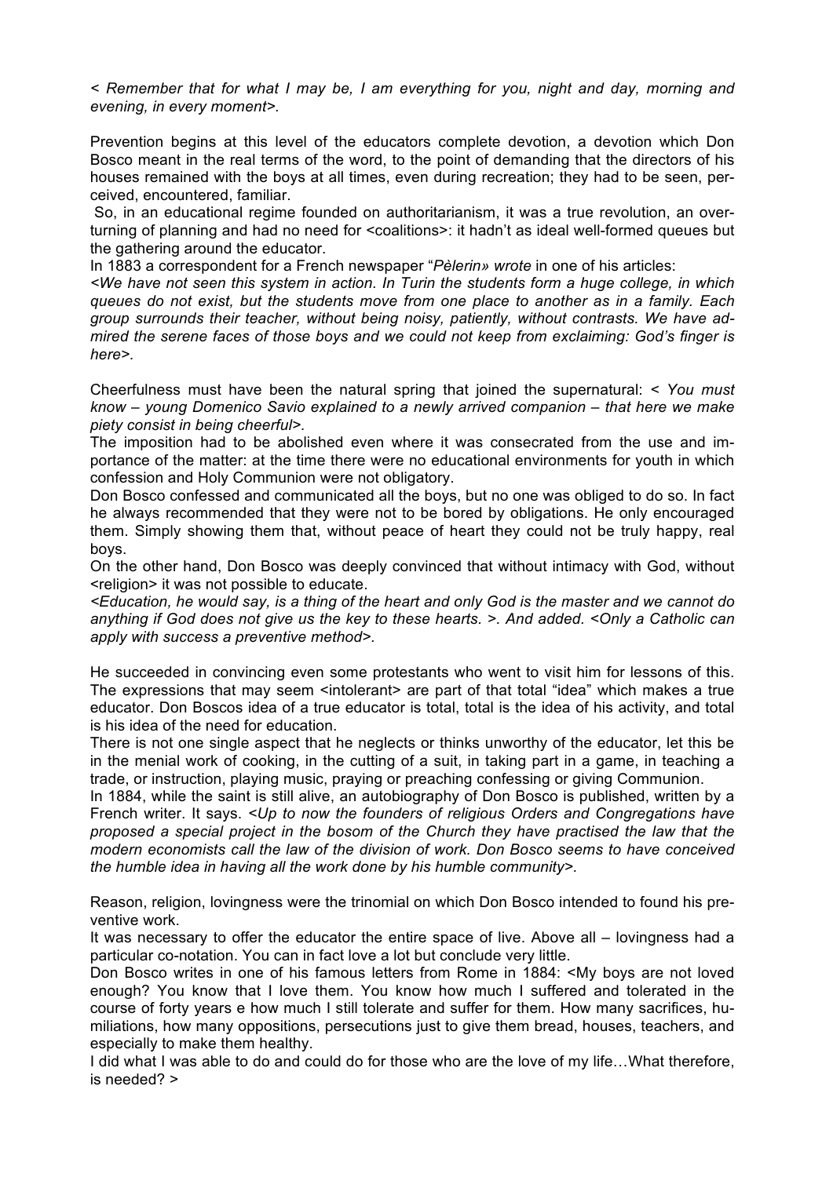*< Remember that for what I may be, I am everything for you, night and day, morning and evening, in every moment>.*

Prevention begins at this level of the educators complete devotion, a devotion which Don Bosco meant in the real terms of the word, to the point of demanding that the directors of his houses remained with the boys at all times, even during recreation; they had to be seen, perceived, encountered, familiar.

So, in an educational regime founded on authoritarianism, it was a true revolution, an overturning of planning and had no need for <coalitions>: it hadn't as ideal well-formed queues but the gathering around the educator.

In 1883 a correspondent for a French newspaper "*Pèlerin» wrote* in one of his articles:

*<We have not seen this system in action. In Turin the students form a huge college, in which queues do not exist, but the students move from one place to another as in a family. Each group surrounds their teacher, without being noisy, patiently, without contrasts. We have admired the serene faces of those boys and we could not keep from exclaiming: God's finger is here>.*

Cheerfulness must have been the natural spring that joined the supernatural: *< You must know – young Domenico Savio explained to a newly arrived companion – that here we make piety consist in being cheerful>.*

The imposition had to be abolished even where it was consecrated from the use and importance of the matter: at the time there were no educational environments for youth in which confession and Holy Communion were not obligatory.

Don Bosco confessed and communicated all the boys, but no one was obliged to do so. In fact he always recommended that they were not to be bored by obligations. He only encouraged them. Simply showing them that, without peace of heart they could not be truly happy, real boys.

On the other hand, Don Bosco was deeply convinced that without intimacy with God, without <religion> it was not possible to educate.

*<Education, he would say, is a thing of the heart and only God is the master and we cannot do anything if God does not give us the key to these hearts. >. And added. <Only a Catholic can apply with success a preventive method>.*

He succeeded in convincing even some protestants who went to visit him for lessons of this. The expressions that may seem <intolerant> are part of that total "idea" which makes a true educator. Don Boscos idea of a true educator is total, total is the idea of his activity, and total is his idea of the need for education.

There is not one single aspect that he neglects or thinks unworthy of the educator, let this be in the menial work of cooking, in the cutting of a suit, in taking part in a game, in teaching a trade, or instruction, playing music, praying or preaching confessing or giving Communion.

In 1884, while the saint is still alive, an autobiography of Don Bosco is published, written by a French writer. It says. *<Up to now the founders of religious Orders and Congregations have proposed a special project in the bosom of the Church they have practised the law that the modern economists call the law of the division of work. Don Bosco seems to have conceived the humble idea in having all the work done by his humble community>.*

Reason, religion, lovingness were the trinomial on which Don Bosco intended to found his preventive work.

It was necessary to offer the educator the entire space of live. Above all – lovingness had a particular co-notation. You can in fact love a lot but conclude very little.

Don Bosco writes in one of his famous letters from Rome in 1884: <My boys are not loved enough? You know that I love them. You know how much I suffered and tolerated in the course of forty years e how much I still tolerate and suffer for them. How many sacrifices, humiliations, how many oppositions, persecutions just to give them bread, houses, teachers, and especially to make them healthy.

I did what I was able to do and could do for those who are the love of my life…What therefore, is needed? >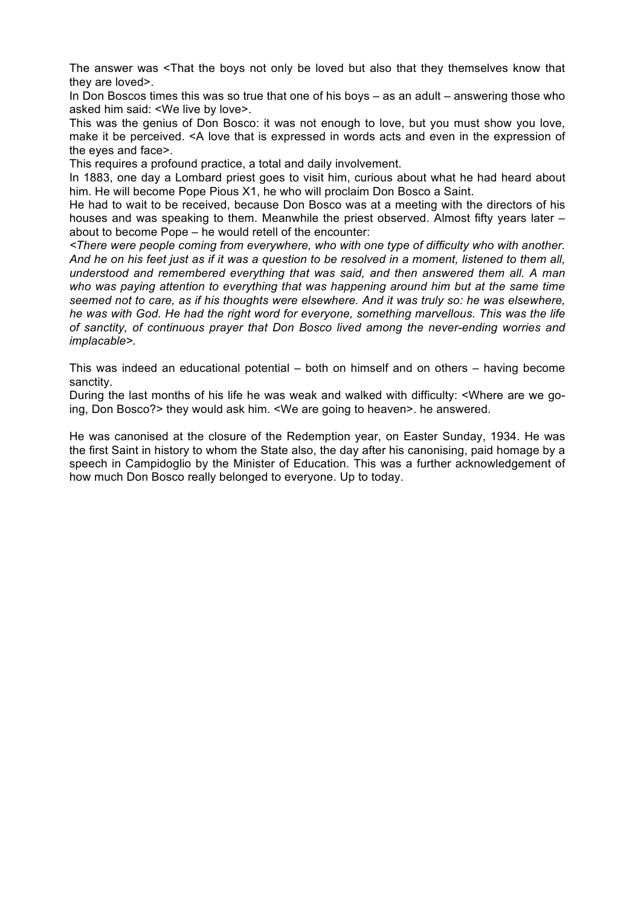The answer was <That the boys not only be loved but also that they themselves know that they are loved>.

In Don Boscos times this was so true that one of his boys – as an adult – answering those who asked him said: <We live by love>.

This was the genius of Don Bosco: it was not enough to love, but you must show you love, make it be perceived. <A love that is expressed in words acts and even in the expression of the eyes and face>.

This requires a profound practice, a total and daily involvement.

In 1883, one day a Lombard priest goes to visit him, curious about what he had heard about him. He will become Pope Pious X1, he who will proclaim Don Bosco a Saint.

He had to wait to be received, because Don Bosco was at a meeting with the directors of his houses and was speaking to them. Meanwhile the priest observed. Almost fifty years later – about to become Pope – he would retell of the encounter:

*<There were people coming from everywhere, who with one type of difficulty who with another. And he on his feet just as if it was a question to be resolved in a moment, listened to them all, understood and remembered everything that was said, and then answered them all. A man who was paying attention to everything that was happening around him but at the same time seemed not to care, as if his thoughts were elsewhere. And it was truly so: he was elsewhere, he was with God. He had the right word for everyone, something marvellous. This was the life of sanctity, of continuous prayer that Don Bosco lived among the never-ending worries and implacable>.*

This was indeed an educational potential – both on himself and on others – having become sanctity.

During the last months of his life he was weak and walked with difficulty: <Where are we going, Don Bosco?> they would ask him. <We are going to heaven>. he answered.

He was canonised at the closure of the Redemption year, on Easter Sunday, 1934. He was the first Saint in history to whom the State also, the day after his canonising, paid homage by a speech in Campidoglio by the Minister of Education. This was a further acknowledgement of how much Don Bosco really belonged to everyone. Up to today.